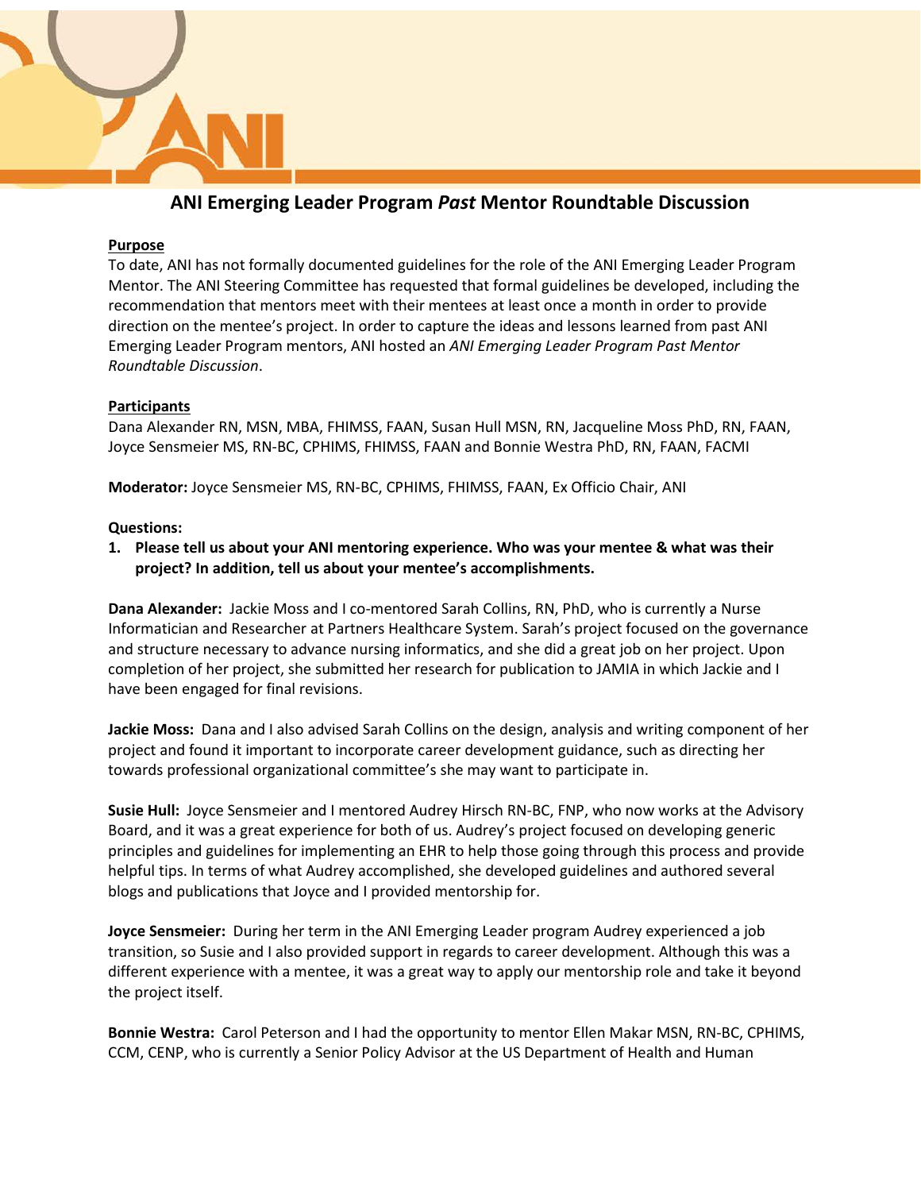# ANI Emerging Leader Program *Past* Mentor Roundtable Discussion

**Purpose**

To date, ANI has not formally documented guidelines for the role of the ANI Emerging Leader Program Mentor. The ANI Steering Committee has requested that formal guidelines be developed, including the recommendation that mentors meet with their mentees at least once a month in order to provide direction on the mentee's project. In order to capture the ideas and lessons learned from past ANI Emerging Leader Program mentors, ANI hosted an *ANI Emerging Leader Program Past Mentor Roundtable Discussion*.

**Participants**

Dana Alexander RN, MSN, MBA, FHIMSS, FAAN, Susan Hull MSN, RN, Jacqueline Moss PhD, RN, FAAN, Joyce Sensmeier MS, RN-BC, CPHIMS, FHIMSS, FAAN and Bonnie Westra PhD, RN, FAAN, FACMI

**Moderator:** Joyce Sensmeier MS, RN-BC, CPHIMS, FHIMSS, FAAN, Ex Officio Chair, ANI

**Questions:**

1. **Please tell us about your ANI mentoring experience. Who was your mentee & what was their project? In addition, tell us about your mentee's accomplishments.**

**Dana Alexander:** Jackie Moss and I co-mentored Sarah Collins, RN, PhD, who is currently a Nurse Informatician and Researcher at Partners Healthcare System. Sarah's project focused on the governance and structure necessary to advance nursing informatics, and she did a great job on her project. Upon completion of her project, she submitted her research for publication to JAMIA in which Jackie and I have been engaged for final revisions.

**Jackie Moss:** Dana and I also advised Sarah Collins on the design, analysis and writing component of her project and found it important to incorporate career development guidance, such as directing her towards professional organizational committee's she may want to participate in.

**Susie Hull:** Joyce Sensmeier and I mentored Audrey Hirsch RN-BC, FNP, who now works at the Advisory Board, and it was a great experience for both of us. Audrey's project focused on developing generic principles and guidelines for implementing an EHR to help those going through this process and provide helpful tips. In terms of what Audrey accomplished, she developed guidelines and authored several blogs and publications that Joyce and I provided mentorship for.

**Joyce Sensmeier:** During her term in the ANI Emerging Leader program Audrey experienced a job transition, so Susie and I also provided support in regards to career development. Although this was a different experience with a mentee, it was a great way to apply our mentorship role and take it beyond the project itself.

**Bonnie Westra:** Carol Peterson and I had the opportunity to mentor Ellen Makar MSN, RN-BC, CPHIMS, CCM, CENP, who is currently a Senior Policy Advisor at the US Department of Health and Human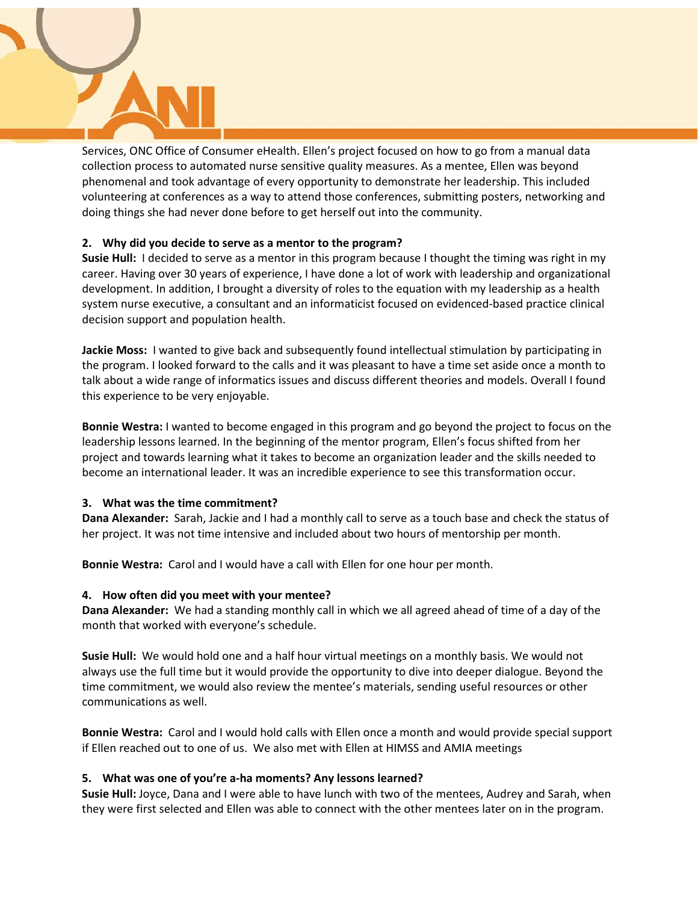Services, ONC Office of Consumer eHealth. Ellen's project focused on how to go from a manual data collection process to automated nurse sensitive quality measures. As a mentee, Ellen was beyond phenomenal and took advantage of every opportunity to demonstrate her leadership. This included volunteering at conferences as a way to attend those conferences, submitting posters, networking and doing things she had never done before to get herself out into the community.

**2. Why did you decide to serve as a mentor to the program?**

**Susie Hull:** I decided to serve as a mentor in this program because I thought the timing was right in my career. Having over 30 years of experience, I have done a lot of work with leadership and organizational development. In addition, I brought a diversity of roles to the equation with my leadership as a health system nurse executive, a consultant and an informaticist focused on evidenced-based practice clinical decision support and population health.

**Jackie Moss:** I wanted to give back and subsequently found intellectual stimulation by participating in the program. I looked forward to the calls and it was pleasant to have a time set aside once a month to talk about a wide range of informatics issues and discuss different theories and models. Overall I found this experience to be very enjoyable.

**Bonnie Westra:** I wanted to become engaged in this program and go beyond the project to focus on the leadership lessons learned. In the beginning of the mentor program, Ellen's focus shifted from her project and towards learning what it takes to become an organization leader and the skills needed to become an international leader. It was an incredible experience to see this transformation occur.

**3. What was the time commitment?**

**Dana Alexander:** Sarah, Jackie and I had a monthly call to serve as a touch base and check the status of her project. It was not time intensive and included about two hours of mentorship per month.

**Bonnie Westra:** Carol and I would have a call with Ellen for one hour per month.

**4. How often did you meet with your mentee?**

**Dana Alexander:** We had a standing monthly call in which we all agreed ahead of time of a day of the month that worked with everyone's schedule.

**Susie Hull:** We would hold one and a half hour virtual meetings on a monthly basis. We would not always use the full time but it would provide the opportunity to dive into deeper dialogue. Beyond the time commitment, we would also review the mentee's materials, sending useful resources or other communications as well.

**Bonnie Westra:** Carol and I would hold calls with Ellen once a month and would provide special support if Ellen reached out to one of us. We also met with Ellen at HIMSS and AMIA meetings

**5. What was one of you're a-ha moments? Any lessons learned?**

**Susie Hull:** Joyce, Dana and I were able to have lunch with two of the mentees, Audrey and Sarah, when they were first selected and Ellen was able to connect with the other mentees later on in the program.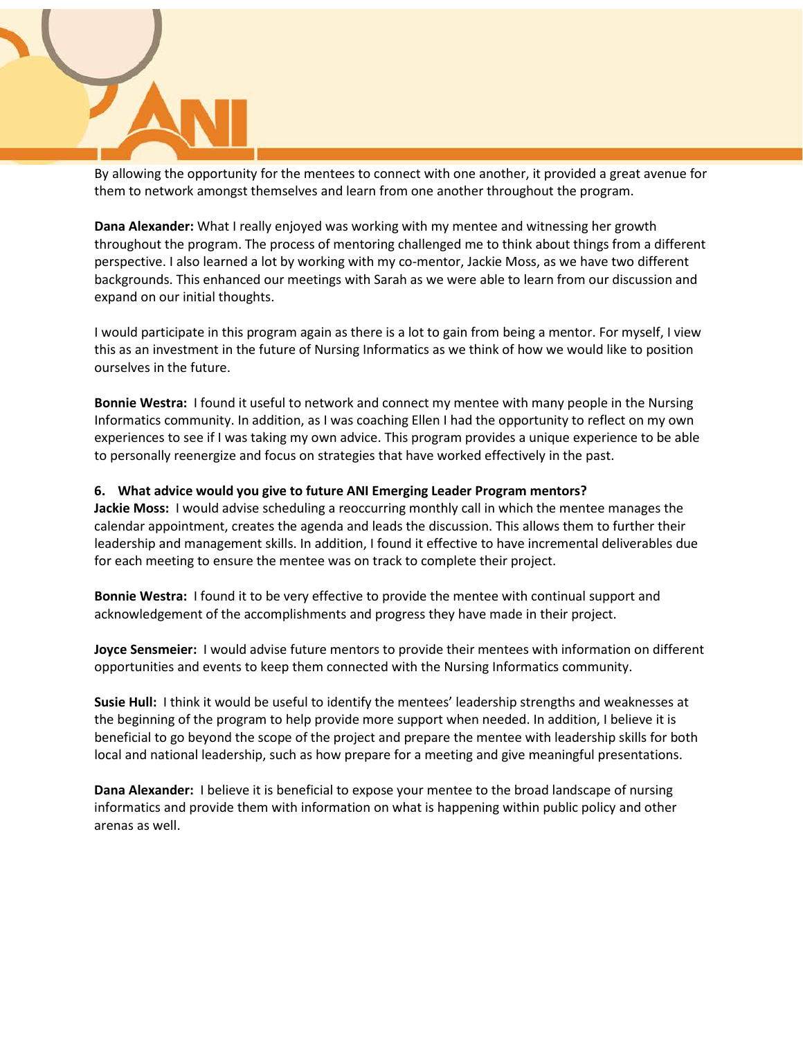By allowing the opportunity for the mentees to connect with one another, it provided a great avenue for them to network amongst themselves and learn from one another throughout the program.

**Dana Alexander:** What I really enjoyed was working with my mentee and witnessing her growth throughout the program. The process of mentoring challenged me to think about things from a different perspective. I also learned a lot by working with my co-mentor, Jackie Moss, as we have two different backgrounds. This enhanced our meetings with Sarah as we were able to learn from our discussion and expand on our initial thoughts.

I would participate in this program again as there is a lot to gain from being a mentor. For myself, I view this as an investment in the future of Nursing Informatics as we think of how we would like to position ourselves in the future.

**Bonnie Westra:** I found it useful to network and connect my mentee with many people in the Nursing Informatics community. In addition, as I was coaching Ellen I had the opportunity to reflect on my own experiences to see if I was taking my own advice. This program provides a unique experience to be able to personally reenergize and focus on strategies that have worked effectively in the past.

**6. What advice would you give to future ANI Emerging Leader Program mentors?**

**Jackie Moss:** I would advise scheduling a reoccurring monthly call in which the mentee manages the calendar appointment, creates the agenda and leads the discussion. This allows them to further their leadership and management skills. In addition, I found it effective to have incremental deliverables due for each meeting to ensure the mentee was on track to complete their project.

**Bonnie Westra:** I found it to be very effective to provide the mentee with continual support and acknowledgement of the accomplishments and progress they have made in their project.

**Joyce Sensmeier:** I would advise future mentors to provide their mentees with information on different opportunities and events to keep them connected with the Nursing Informatics community.

**Susie Hull:** I think it would be useful to identify the mentees' leadership strengths and weaknesses at the beginning of the program to help provide more support when needed. In addition, I believe it is beneficial to go beyond the scope of the project and prepare the mentee with leadership skills for both local and national leadership, such as how prepare for a meeting and give meaningful presentations.

**Dana Alexander:** I believe it is beneficial to expose your mentee to the broad landscape of nursing informatics and provide them with information on what is happening within public policy and other arenas as well.